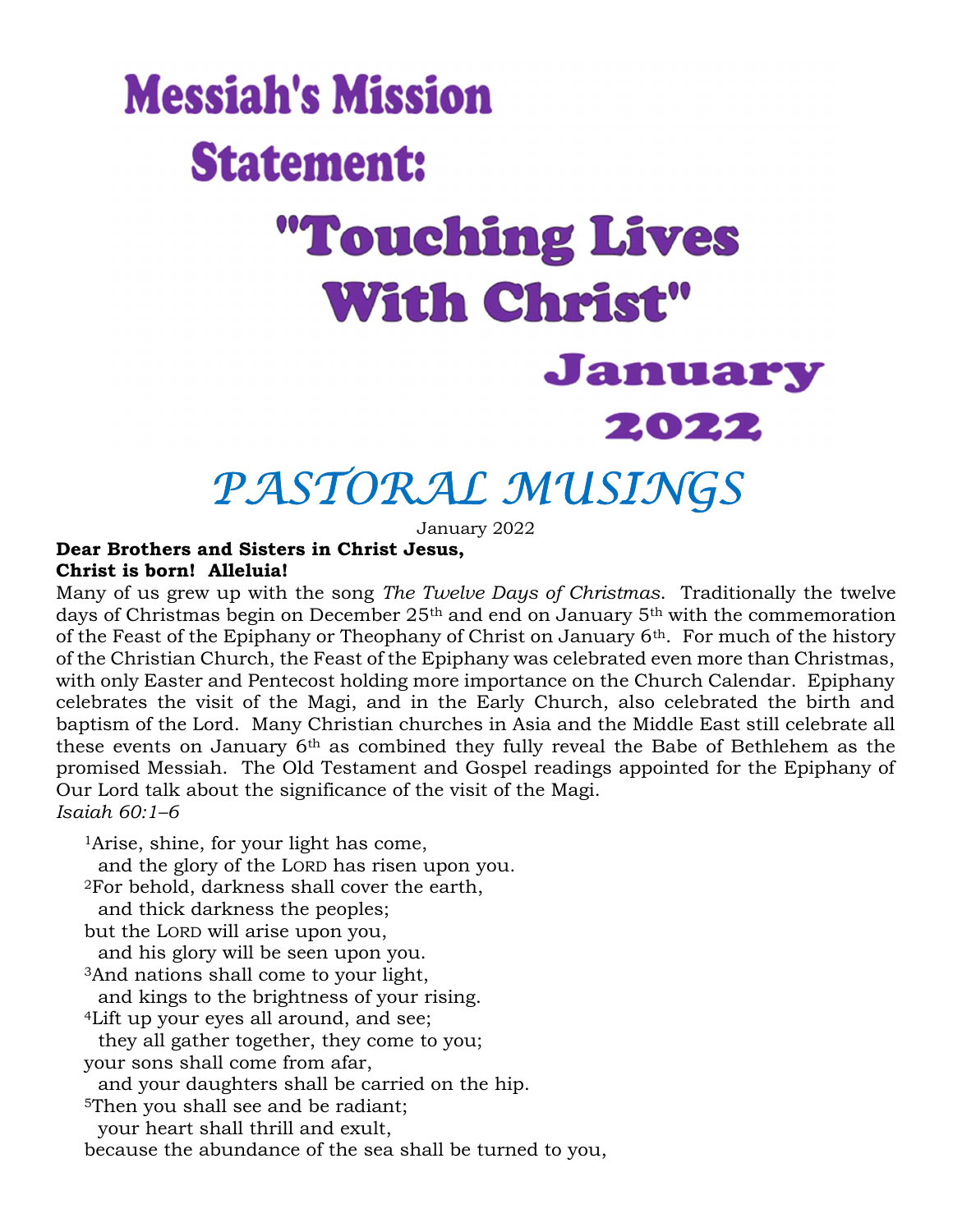# Messiah's Mission Statement:

# "Touching Lives With Christ"

## January 2022

# PASTORAL MUSINGS

January 2022

**Dear Brothers and Sisters in Christ Jesus,**
**Christ is born! Alleluia!**

Many of us grew up with the song *The Twelve Days of Christmas*. Traditionally the twelve days of Christmas begin on December 25th and end on January 5th with the commemoration of the Feast of the Epiphany or Theophany of Christ on January 6th. For much of the history of the Christian Church, the Feast of the Epiphany was celebrated even more than Christmas, with only Easter and Pentecost holding more importance on the Church Calendar. Epiphany celebrates the visit of the Magi, and in the Early Church, also celebrated the birth and baptism of the Lord. Many Christian churches in Asia and the Middle East still celebrate all these events on January 6th as combined they fully reveal the Babe of Bethlehem as the promised Messiah. The Old Testament and Gospel readings appointed for the Epiphany of Our Lord talk about the significance of the visit of the Magi.

*Isaiah 60:1–6*

[1]Arise, shine, for your light has come,
  and the glory of the LORD has risen upon you.
[2]For behold, darkness shall cover the earth,
  and thick darkness the peoples;
but the LORD will arise upon you,
  and his glory will be seen upon you.
[3]And nations shall come to your light,
  and kings to the brightness of your rising.
[4]Lift up your eyes all around, and see;
  they all gather together, they come to you;
your sons shall come from afar,
  and your daughters shall be carried on the hip.
[5]Then you shall see and be radiant;
  your heart shall thrill and exult,
because the abundance of the sea shall be turned to you,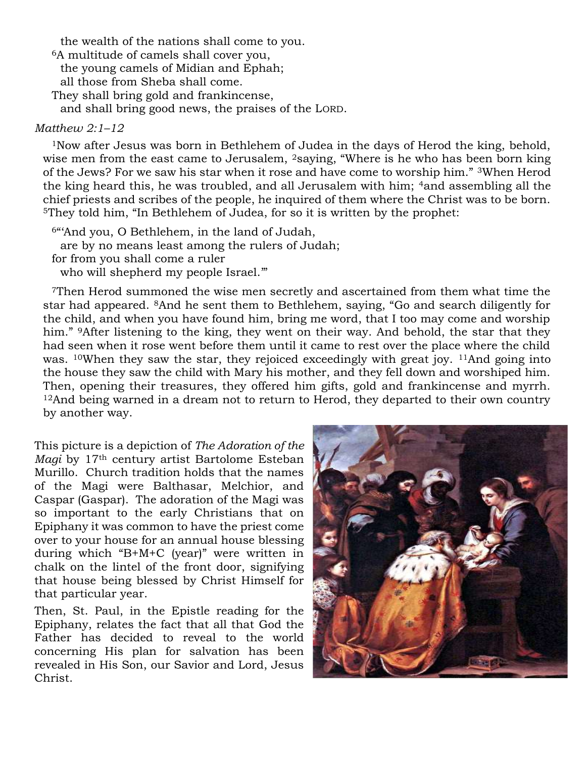the wealth of the nations shall come to you.
[6]A multitude of camels shall cover you,
the young camels of Midian and Ephah;
all those from Sheba shall come.
They shall bring gold and frankincense,
and shall bring good news, the praises of the LORD.

*Matthew 2:1–12*

[1]Now after Jesus was born in Bethlehem of Judea in the days of Herod the king, behold, wise men from the east came to Jerusalem, [2]saying, "Where is he who has been born king of the Jews? For we saw his star when it rose and have come to worship him." [3]When Herod the king heard this, he was troubled, and all Jerusalem with him; [4]and assembling all the chief priests and scribes of the people, he inquired of them where the Christ was to be born. [5]They told him, "In Bethlehem of Judea, for so it is written by the prophet:

[6]"'And you, O Bethlehem, in the land of Judah,
are by no means least among the rulers of Judah;
for from you shall come a ruler
who will shepherd my people Israel.'"

[7]Then Herod summoned the wise men secretly and ascertained from them what time the star had appeared. [8]And he sent them to Bethlehem, saying, "Go and search diligently for the child, and when you have found him, bring me word, that I too may come and worship him." [9]After listening to the king, they went on their way. And behold, the star that they had seen when it rose went before them until it came to rest over the place where the child was. [10]When they saw the star, they rejoiced exceedingly with great joy. [11]And going into the house they saw the child with Mary his mother, and they fell down and worshiped him. Then, opening their treasures, they offered him gifts, gold and frankincense and myrrh. [12]And being warned in a dream not to return to Herod, they departed to their own country by another way.

This picture is a depiction of *The Adoration of the Magi* by 17th century artist Bartolome Esteban Murillo. Church tradition holds that the names of the Magi were Balthasar, Melchior, and Caspar (Gaspar). The adoration of the Magi was so important to the early Christians that on Epiphany it was common to have the priest come over to your house for an annual house blessing during which "B+M+C (year)" were written in chalk on the lintel of the front door, signifying that house being blessed by Christ Himself for that particular year.

Then, St. Paul, in the Epistle reading for the Epiphany, relates the fact that all that God the Father has decided to reveal to the world concerning His plan for salvation has been revealed in His Son, our Savior and Lord, Jesus Christ.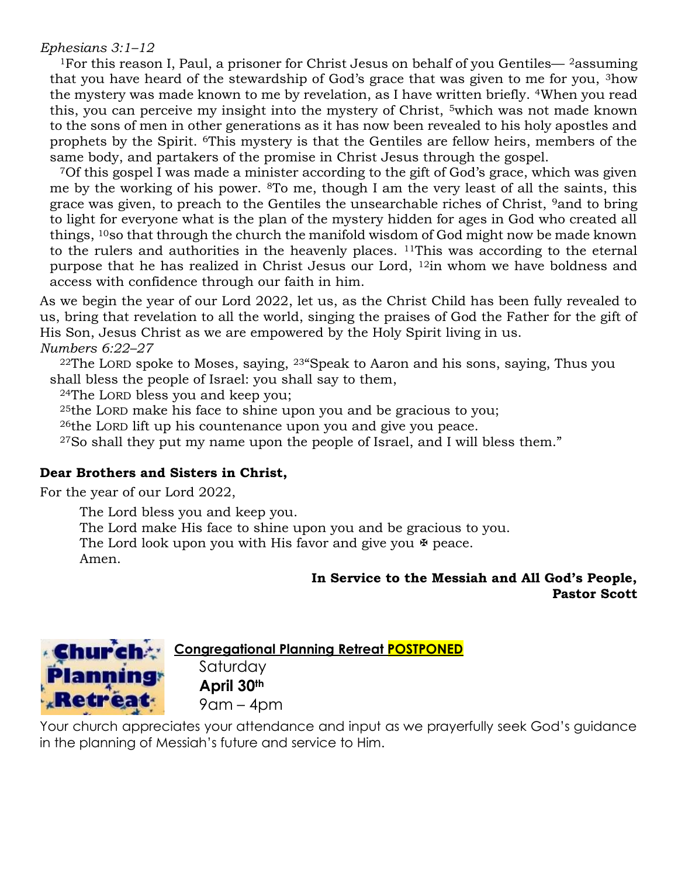*Ephesians 3:1–12*

[1]For this reason I, Paul, a prisoner for Christ Jesus on behalf of you Gentiles— [2]assuming that you have heard of the stewardship of God's grace that was given to me for you, [3]how the mystery was made known to me by revelation, as I have written briefly. [4]When you read this, you can perceive my insight into the mystery of Christ, [5]which was not made known to the sons of men in other generations as it has now been revealed to his holy apostles and prophets by the Spirit. [6]This mystery is that the Gentiles are fellow heirs, members of the same body, and partakers of the promise in Christ Jesus through the gospel.

[7]Of this gospel I was made a minister according to the gift of God's grace, which was given me by the working of his power. [8]To me, though I am the very least of all the saints, this grace was given, to preach to the Gentiles the unsearchable riches of Christ, [9]and to bring to light for everyone what is the plan of the mystery hidden for ages in God who created all things, [10]so that through the church the manifold wisdom of God might now be made known to the rulers and authorities in the heavenly places. [11]This was according to the eternal purpose that he has realized in Christ Jesus our Lord, [12]in whom we have boldness and access with confidence through our faith in him.

As we begin the year of our Lord 2022, let us, as the Christ Child has been fully revealed to us, bring that revelation to all the world, singing the praises of God the Father for the gift of His Son, Jesus Christ as we are empowered by the Holy Spirit living in us.

*Numbers 6:22–27*

[22]The LORD spoke to Moses, saying, [23]"Speak to Aaron and his sons, saying, Thus you shall bless the people of Israel: you shall say to them,

[24]The LORD bless you and keep you;

[25]the LORD make his face to shine upon you and be gracious to you;

[26]the LORD lift up his countenance upon you and give you peace.

[27]So shall they put my name upon the people of Israel, and I will bless them."

**Dear Brothers and Sisters in Christ,**

For the year of our Lord 2022,

The Lord bless you and keep you.
The Lord make His face to shine upon you and be gracious to you.
The Lord look upon you with His favor and give you ✠ peace.
Amen.

**In Service to the Messiah and All God's People,**
**Pastor Scott**

**Congregational Planning Retreat POSTPONED**

Saturday
**April 30th**
9am – 4pm

Your church appreciates your attendance and input as we prayerfully seek God's guidance in the planning of Messiah's future and service to Him.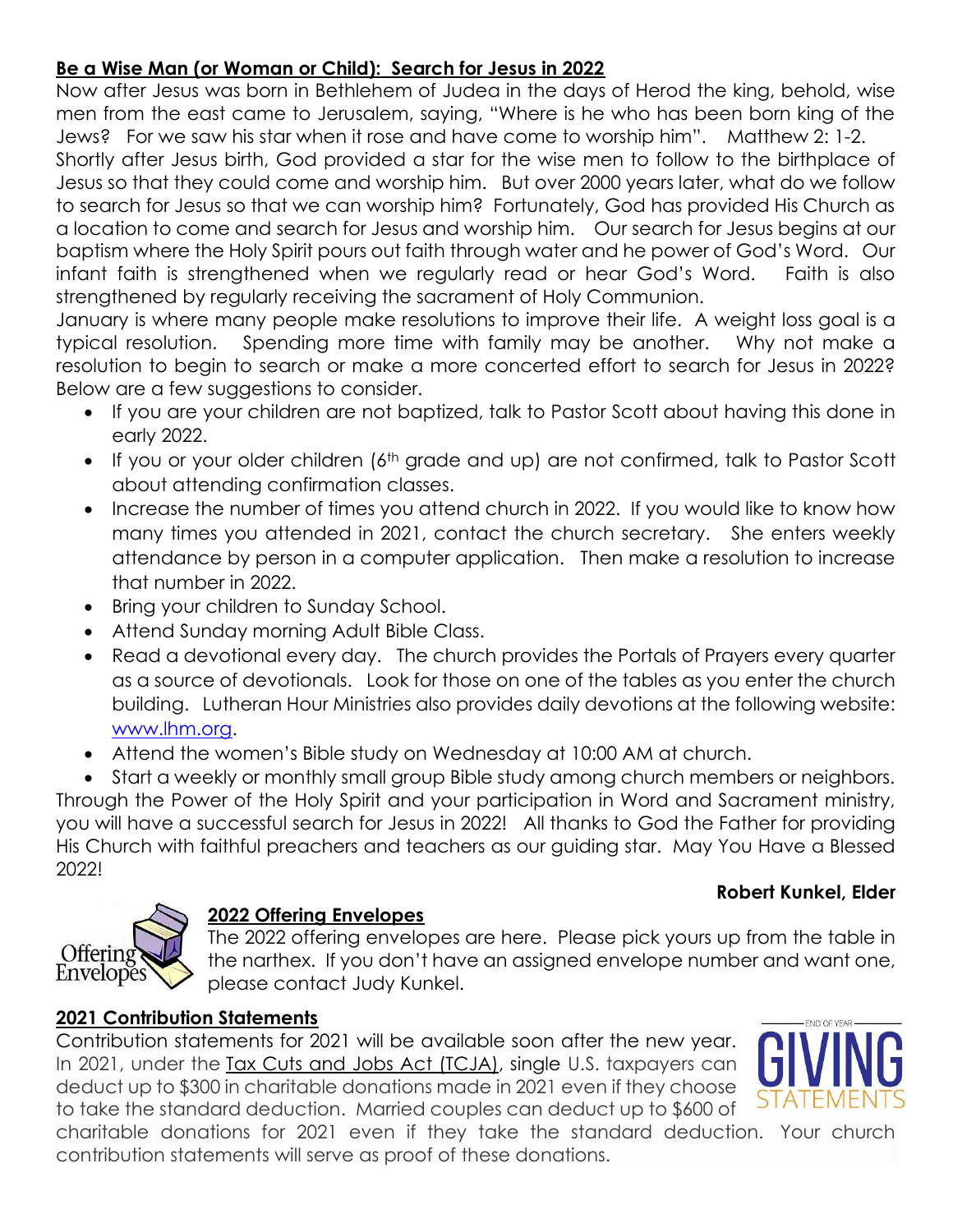## **Be a Wise Man (or Woman or Child): Search for Jesus in 2022**

Now after Jesus was born in Bethlehem of Judea in the days of Herod the king, behold, wise men from the east came to Jerusalem, saying, "Where is he who has been born king of the Jews? For we saw his star when it rose and have come to worship him". Matthew 2: 1-2.

Shortly after Jesus birth, God provided a star for the wise men to follow to the birthplace of Jesus so that they could come and worship him. But over 2000 years later, what do we follow to search for Jesus so that we can worship him? Fortunately, God has provided His Church as a location to come and search for Jesus and worship him. Our search for Jesus begins at our baptism where the Holy Spirit pours out faith through water and he power of God's Word. Our infant faith is strengthened when we regularly read or hear God's Word. Faith is also strengthened by regularly receiving the sacrament of Holy Communion.

January is where many people make resolutions to improve their life. A weight loss goal is a typical resolution. Spending more time with family may be another. Why not make a resolution to begin to search or make a more concerted effort to search for Jesus in 2022? Below are a few suggestions to consider.

- If you are your children are not baptized, talk to Pastor Scott about having this done in early 2022.
- If you or your older children (6th grade and up) are not confirmed, talk to Pastor Scott about attending confirmation classes.
- Increase the number of times you attend church in 2022. If you would like to know how many times you attended in 2021, contact the church secretary. She enters weekly attendance by person in a computer application. Then make a resolution to increase that number in 2022.
- Bring your children to Sunday School.
- Attend Sunday morning Adult Bible Class.
- Read a devotional every day. The church provides the Portals of Prayers every quarter as a source of devotionals. Look for those on one of the tables as you enter the church building. Lutheran Hour Ministries also provides daily devotions at the following website: www.lhm.org.
- Attend the women's Bible study on Wednesday at 10:00 AM at church.
- Start a weekly or monthly small group Bible study among church members or neighbors.

Through the Power of the Holy Spirit and your participation in Word and Sacrament ministry, you will have a successful search for Jesus in 2022! All thanks to God the Father for providing His Church with faithful preachers and teachers as our guiding star. May You Have a Blessed 2022!

**Robert Kunkel, Elder**

## **2022 Offering Envelopes**

The 2022 offering envelopes are here. Please pick yours up from the table in the narthex. If you don't have an assigned envelope number and want one, please contact Judy Kunkel.

## **2021 Contribution Statements**

Contribution statements for 2021 will be available soon after the new year. In 2021, under the Tax Cuts and Jobs Act (TCJA), single U.S. taxpayers can deduct up to $300 in charitable donations made in 2021 even if they choose to take the standard deduction. Married couples can deduct up to $600 of charitable donations for 2021 even if they take the standard deduction. Your church contribution statements will serve as proof of these donations.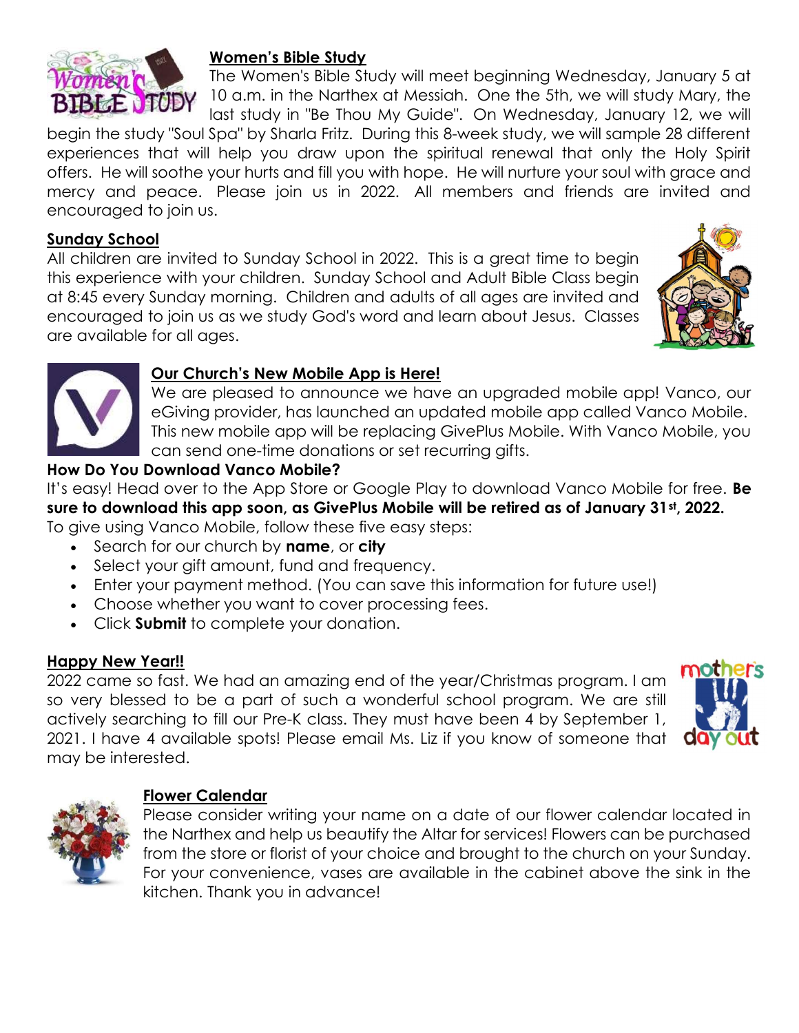## Women's Bible Study

The Women's Bible Study will meet beginning Wednesday, January 5 at 10 a.m. in the Narthex at Messiah. One the 5th, we will study Mary, the last study in "Be Thou My Guide". On Wednesday, January 12, we will begin the study "Soul Spa" by Sharla Fritz. During this 8-week study, we will sample 28 different experiences that will help you draw upon the spiritual renewal that only the Holy Spirit offers. He will soothe your hurts and fill you with hope. He will nurture your soul with grace and mercy and peace. Please join us in 2022. All members and friends are invited and encouraged to join us.

## Sunday School

All children are invited to Sunday School in 2022. This is a great time to begin this experience with your children. Sunday School and Adult Bible Class begin at 8:45 every Sunday morning. Children and adults of all ages are invited and encouraged to join us as we study God's word and learn about Jesus. Classes are available for all ages.

## Our Church's New Mobile App is Here!

We are pleased to announce we have an upgraded mobile app! Vanco, our eGiving provider, has launched an updated mobile app called Vanco Mobile. This new mobile app will be replacing GivePlus Mobile. With Vanco Mobile, you can send one-time donations or set recurring gifts.

**How Do You Download Vanco Mobile?**

It's easy! Head over to the App Store or Google Play to download Vanco Mobile for free. **Be sure to download this app soon, as GivePlus Mobile will be retired as of January 31st, 2022.**

To give using Vanco Mobile, follow these five easy steps:

- Search for our church by **name**, or **city**
- Select your gift amount, fund and frequency.
- Enter your payment method. (You can save this information for future use!)
- Choose whether you want to cover processing fees.
- Click **Submit** to complete your donation.

## Happy New Year!!

2022 came so fast. We had an amazing end of the year/Christmas program. I am so very blessed to be a part of such a wonderful school program. We are still actively searching to fill our Pre-K class. They must have been 4 by September 1, 2021. I have 4 available spots! Please email Ms. Liz if you know of someone that may be interested.

## Flower Calendar

Please consider writing your name on a date of our flower calendar located in the Narthex and help us beautify the Altar for services! Flowers can be purchased from the store or florist of your choice and brought to the church on your Sunday. For your convenience, vases are available in the cabinet above the sink in the kitchen. Thank you in advance!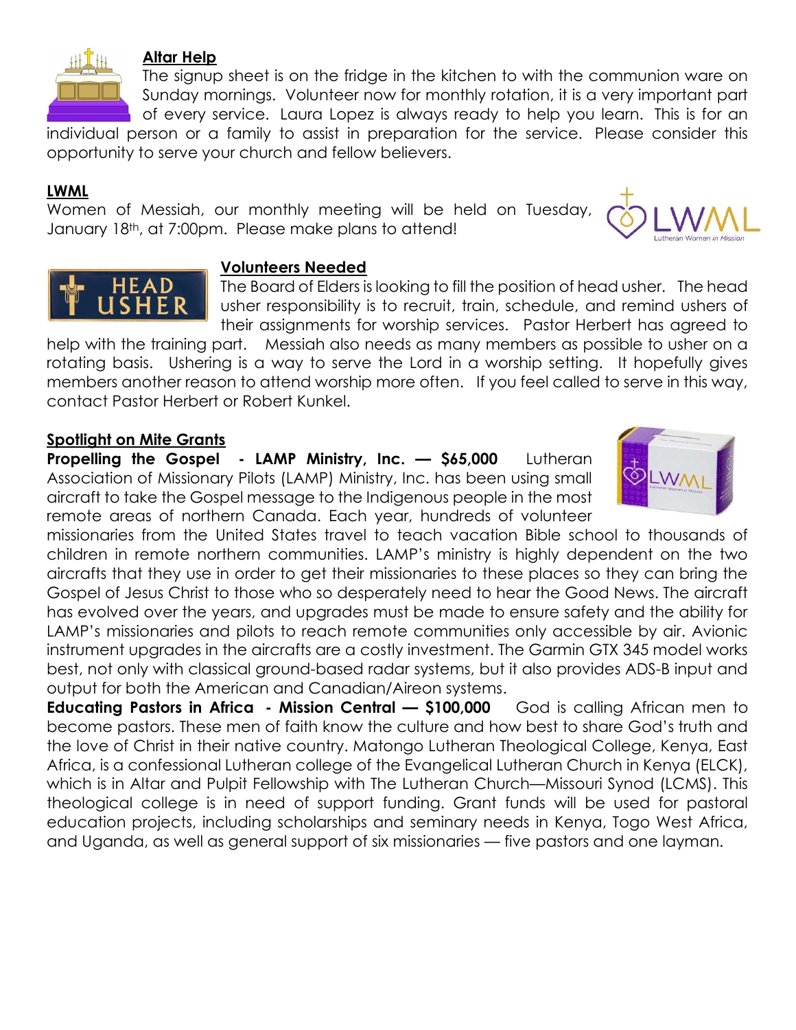**Altar Help**

The signup sheet is on the fridge in the kitchen to with the communion ware on Sunday mornings. Volunteer now for monthly rotation, it is a very important part of every service. Laura Lopez is always ready to help you learn. This is for an individual person or a family to assist in preparation for the service. Please consider this opportunity to serve your church and fellow believers.

**LWML**

Women of Messiah, our monthly meeting will be held on Tuesday, January 18th, at 7:00pm. Please make plans to attend!

**Volunteers Needed**

The Board of Elders is looking to fill the position of head usher. The head usher responsibility is to recruit, train, schedule, and remind ushers of their assignments for worship services. Pastor Herbert has agreed to help with the training part. Messiah also needs as many members as possible to usher on a rotating basis. Ushering is a way to serve the Lord in a worship setting. It hopefully gives members another reason to attend worship more often. If you feel called to serve in this way, contact Pastor Herbert or Robert Kunkel.

**Spotlight on Mite Grants**

**Propelling the Gospel - LAMP Ministry, Inc. — $65,000** Lutheran Association of Missionary Pilots (LAMP) Ministry, Inc. has been using small aircraft to take the Gospel message to the Indigenous people in the most remote areas of northern Canada. Each year, hundreds of volunteer missionaries from the United States travel to teach vacation Bible school to thousands of children in remote northern communities. LAMP's ministry is highly dependent on the two aircrafts that they use in order to get their missionaries to these places so they can bring the Gospel of Jesus Christ to those who so desperately need to hear the Good News. The aircraft has evolved over the years, and upgrades must be made to ensure safety and the ability for LAMP's missionaries and pilots to reach remote communities only accessible by air. Avionic instrument upgrades in the aircrafts are a costly investment. The Garmin GTX 345 model works best, not only with classical ground-based radar systems, but it also provides ADS-B input and output for both the American and Canadian/Aireon systems.

**Educating Pastors in Africa - Mission Central — $100,000** God is calling African men to become pastors. These men of faith know the culture and how best to share God's truth and the love of Christ in their native country. Matongo Lutheran Theological College, Kenya, East Africa, is a confessional Lutheran college of the Evangelical Lutheran Church in Kenya (ELCK), which is in Altar and Pulpit Fellowship with The Lutheran Church—Missouri Synod (LCMS). This theological college is in need of support funding. Grant funds will be used for pastoral education projects, including scholarships and seminary needs in Kenya, Togo West Africa, and Uganda, as well as general support of six missionaries — five pastors and one layman.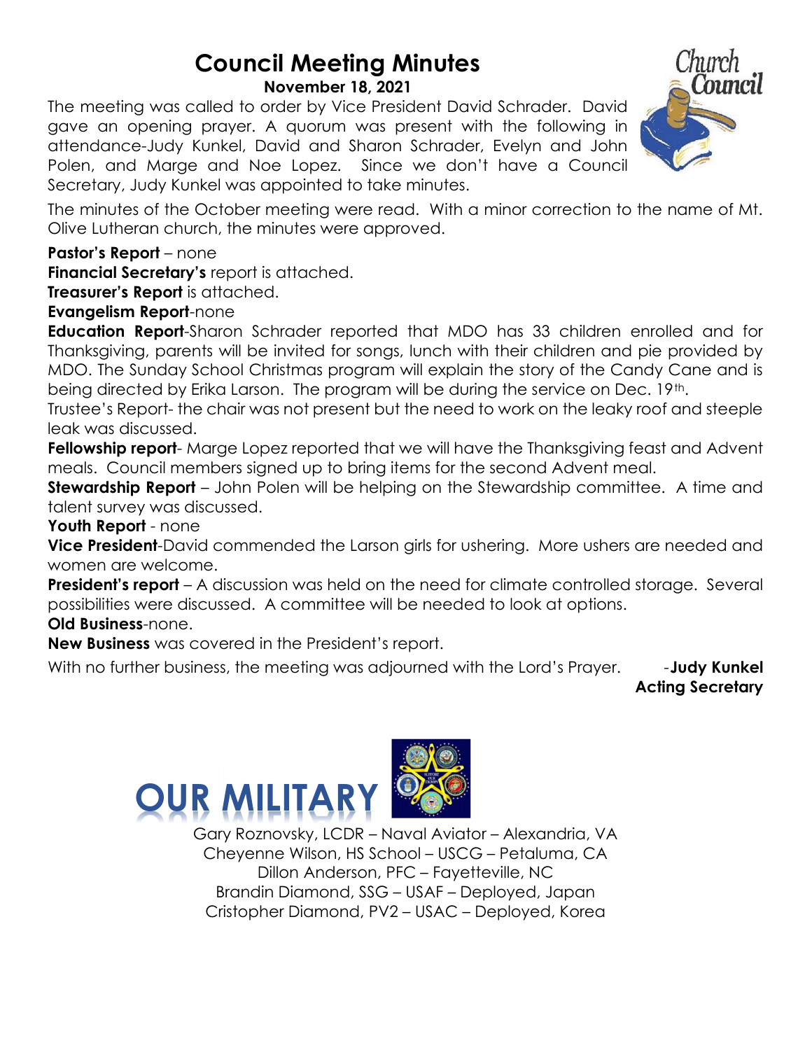# Council Meeting Minutes

**November 18, 2021**

The meeting was called to order by Vice President David Schrader. David gave an opening prayer. A quorum was present with the following in attendance-Judy Kunkel, David and Sharon Schrader, Evelyn and John Polen, and Marge and Noe Lopez. Since we don't have a Council Secretary, Judy Kunkel was appointed to take minutes.

The minutes of the October meeting were read. With a minor correction to the name of Mt. Olive Lutheran church, the minutes were approved.

**Pastor's Report** – none

**Financial Secretary's** report is attached.

**Treasurer's Report** is attached.

**Evangelism Report**-none

**Education Report**-Sharon Schrader reported that MDO has 33 children enrolled and for Thanksgiving, parents will be invited for songs, lunch with their children and pie provided by MDO. The Sunday School Christmas program will explain the story of the Candy Cane and is being directed by Erika Larson. The program will be during the service on Dec. 19th.

Trustee's Report- the chair was not present but the need to work on the leaky roof and steeple leak was discussed.

**Fellowship report**- Marge Lopez reported that we will have the Thanksgiving feast and Advent meals. Council members signed up to bring items for the second Advent meal.

**Stewardship Report** – John Polen will be helping on the Stewardship committee. A time and talent survey was discussed.

**Youth Report** - none

**Vice President**-David commended the Larson girls for ushering. More ushers are needed and women are welcome.

**President's report** – A discussion was held on the need for climate controlled storage. Several possibilities were discussed. A committee will be needed to look at options.

**Old Business**-none.

**New Business** was covered in the President's report.

With no further business, the meeting was adjourned with the Lord's Prayer.

-**Judy Kunkel**
**Acting Secretary**

# OUR MILITARY

Gary Roznovsky, LCDR – Naval Aviator – Alexandria, VA
Cheyenne Wilson, HS School – USCG – Petaluma, CA
Dillon Anderson, PFC – Fayetteville, NC
Brandin Diamond, SSG – USAF – Deployed, Japan
Cristopher Diamond, PV2 – USAC – Deployed, Korea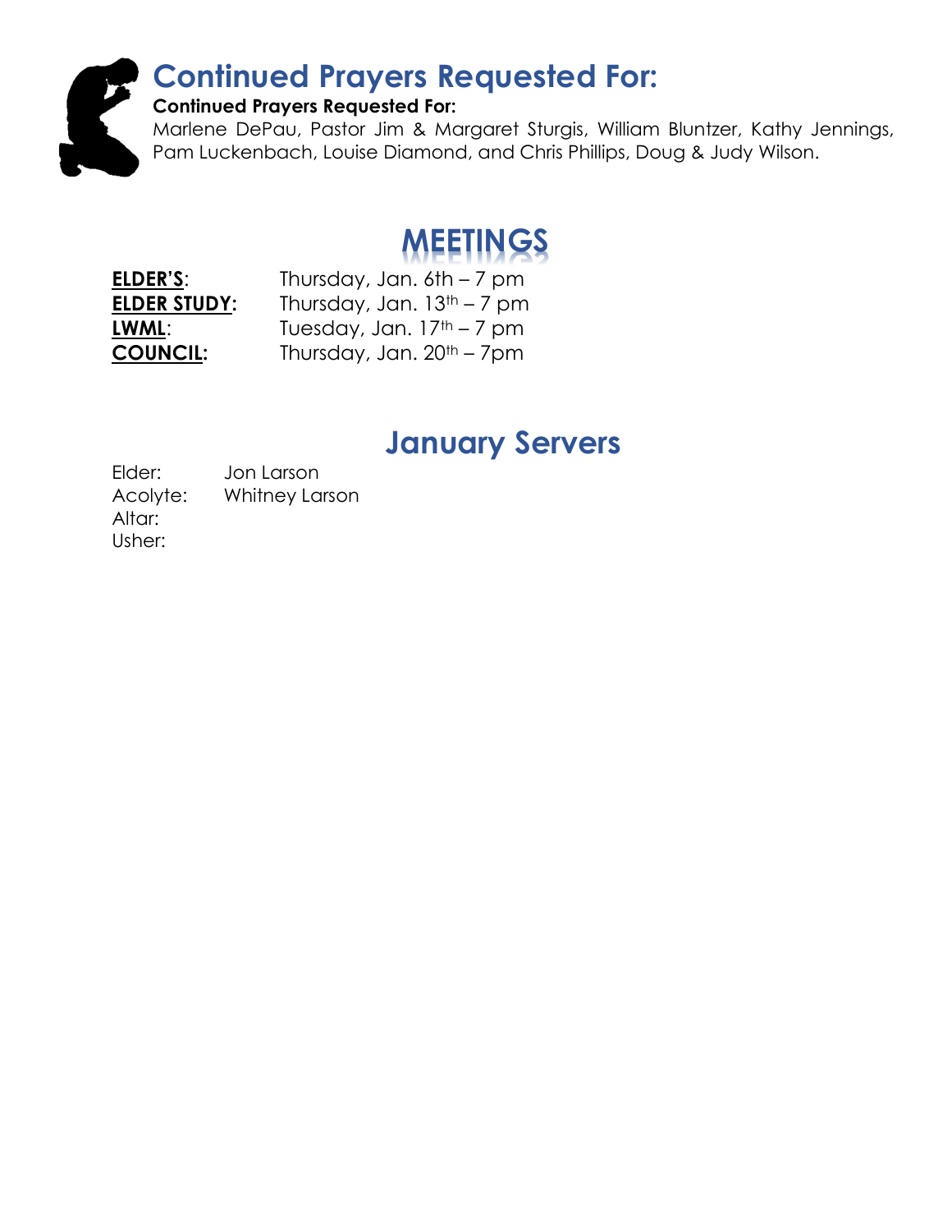# Continued Prayers Requested For:

**Continued Prayers Requested For:**

Marlene DePau, Pastor Jim & Margaret Sturgis, William Bluntzer, Kathy Jennings, Pam Luckenbach, Louise Diamond, and Chris Phillips, Doug & Judy Wilson.

# MEETINGS

| | |
|---|---|
| **ELDER'S**: | Thursday, Jan. 6th – 7 pm |
| **ELDER STUDY:** | Thursday, Jan. 13th – 7 pm |
| **LWML**: | Tuesday, Jan. 17th – 7 pm |
| **COUNCIL:** | Thursday, Jan. 20th – 7pm |

# January Servers

| | |
|---|---|
| Elder: | Jon Larson |
| Acolyte: | Whitney Larson |
| Altar: | |
| Usher: | |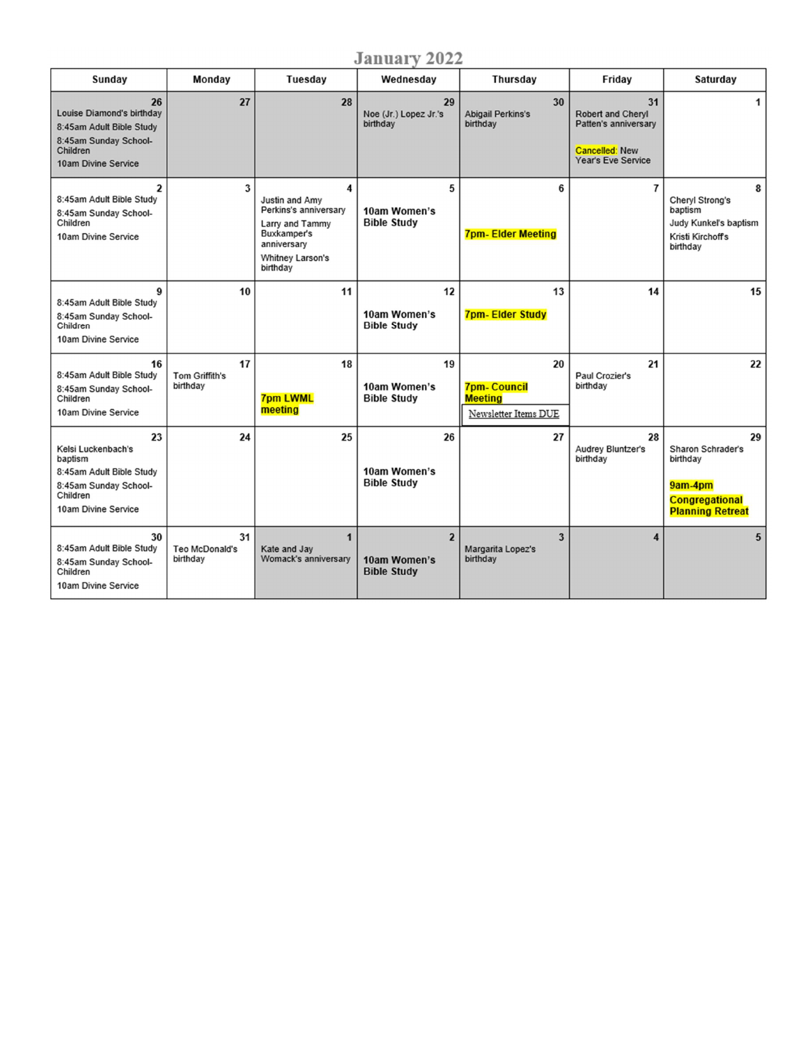# January 2022

| Sunday | Monday | Tuesday | Wednesday | Thursday | Friday | Saturday |
|---|---|---|---|---|---|---|
| **26**<br>Louise Diamond's birthday<br>8:45am Adult Bible Study<br>8:45am Sunday School-Children<br>10am Divine Service | **27** | **28** | **29**<br>Noe (Jr.) Lopez Jr.'s birthday | **30**<br>Abigail Perkins's birthday | **31**<br>Robert and Cheryl Patten's anniversary<br>Cancelled: New Year's Eve Service | **1** |
| **2**<br>8:45am Adult Bible Study<br>8:45am Sunday School-Children<br>10am Divine Service | **3** | **4**<br>Justin and Amy Perkins's anniversary<br>Larry and Tammy Buxkamper's anniversary<br>Whitney Larson's birthday | **5**<br>**10am Women's Bible Study** | **6**<br>**7pm- Elder Meeting** | **7** | **8**<br>Cheryl Strong's baptism<br>Judy Kunkel's baptism<br>Kristi Kirchoff's birthday |
| **9**<br>8:45am Adult Bible Study<br>8:45am Sunday School-Children<br>10am Divine Service | **10** | **11** | **12**<br>**10am Women's Bible Study** | **13**<br>**7pm- Elder Study** | **14** | **15** |
| **16**<br>8:45am Adult Bible Study<br>8:45am Sunday School-Children<br>10am Divine Service | **17**<br>Tom Griffith's birthday | **18**<br>**7pm LWML meeting** | **19**<br>**10am Women's Bible Study** | **20**<br>**7pm- Council Meeting**<br>Newsletter Items DUE | **21**<br>Paul Crozier's birthday | **22** |
| **23**<br>Kelsi Luckenbach's baptism<br>8:45am Adult Bible Study<br>8:45am Sunday School-Children<br>10am Divine Service | **24** | **25** | **26**<br>**10am Women's Bible Study** | **27** | **28**<br>Audrey Bluntzer's birthday | **29**<br>Sharon Schrader's birthday<br>**9am-4pm Congregational Planning Retreat** |
| **30**<br>8:45am Adult Bible Study<br>8:45am Sunday School-Children<br>10am Divine Service | **31**<br>Teo McDonald's birthday | **1**<br>Kate and Jay Womack's anniversary | **2**<br>**10am Women's Bible Study** | **3**<br>Margarita Lopez's birthday | **4** | **5** |